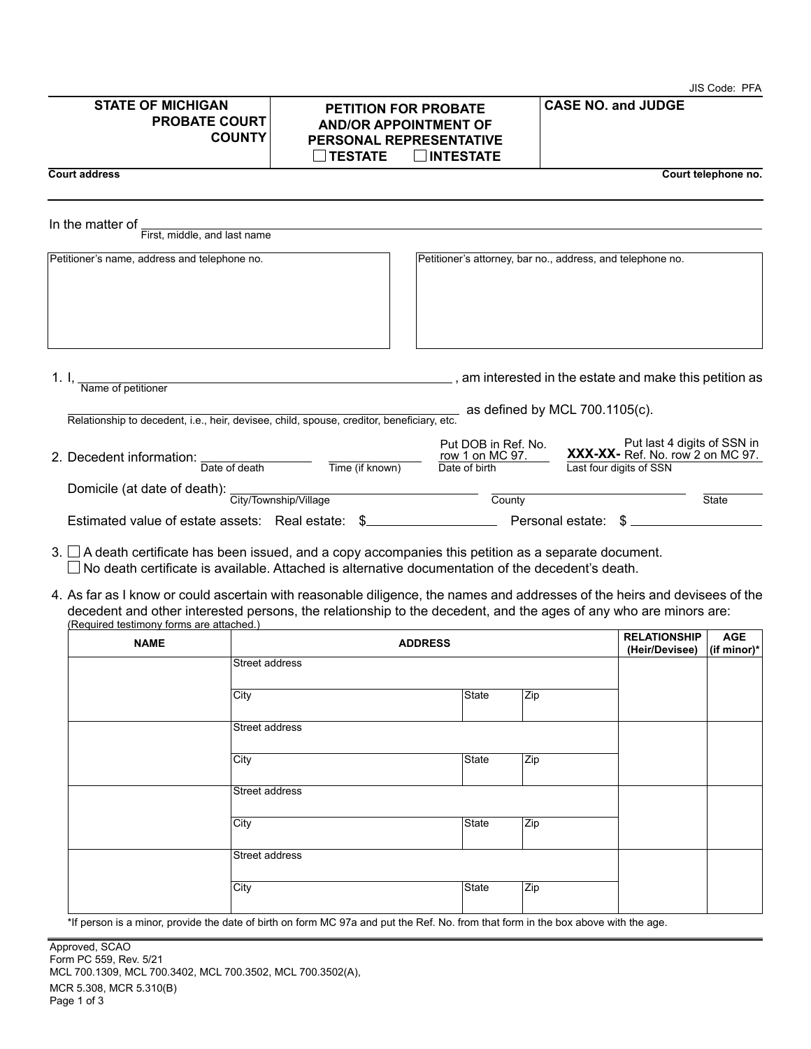JIS Code: PFA

| STATE OF MICHIGAN PROBATE COURT COUNTY | PETITION FOR PROBATE AND/OR APPOINTMENT OF PERSONAL REPRESENTATIVE ☐ TESTATE ☐ INTESTATE | CASE NO. and JUDGE |
|---|---|---|

**Court address** | **Court telephone no.**

In the matter of ______________________________
First, middle, and last name

| Petitioner's name, address and telephone no. | Petitioner's attorney, bar no., address, and telephone no. |
|---|---|
| | |

1. I, ______________________________ , am interested in the estate and make this petition as
Name of petitioner
______________________________ as defined by MCL 700.1105(c).
Relationship to decedent, i.e., heir, devisee, child, spouse, creditor, beneficiary, etc.

2. Decedent information: ____________ Date of death ____________ Time (if known) Put DOB in Ref. No. row 1 on MC 97. Date of birth **XXX-XX-** Put last 4 digits of SSN in Ref. No. row 2 on MC 97. Last four digits of SSN

Domicile (at date of death): ____________ City/Township/Village ____________ County ____________ State

Estimated value of estate assets: Real estate: $____________ Personal estate: $____________

3. ☐ A death certificate has been issued, and a copy accompanies this petition as a separate document.
☐ No death certificate is available. Attached is alternative documentation of the decedent's death.

4. As far as I know or could ascertain with reasonable diligence, the names and addresses of the heirs and devisees of the decedent and other interested persons, the relationship to the decedent, and the ages of any who are minors are:
(Required testimony forms are attached.)

| NAME | ADDRESS | | | RELATIONSHIP (Heir/Devisee) | AGE (if minor)* |
|---|---|---|---|---|---|
| | Street address | | | | |
| | City | State | Zip | | |
| | Street address | | | | |
| | City | State | Zip | | |
| | Street address | | | | |
| | City | State | Zip | | |
| | Street address | | | | |
| | City | State | Zip | | |

*If person is a minor, provide the date of birth on form MC 97a and put the Ref. No. from that form in the box above with the age.

Approved, SCAO
Form PC 559, Rev. 5/21
MCL 700.1309, MCL 700.3402, MCL 700.3502, MCL 700.3502(A),
MCR 5.308, MCR 5.310(B)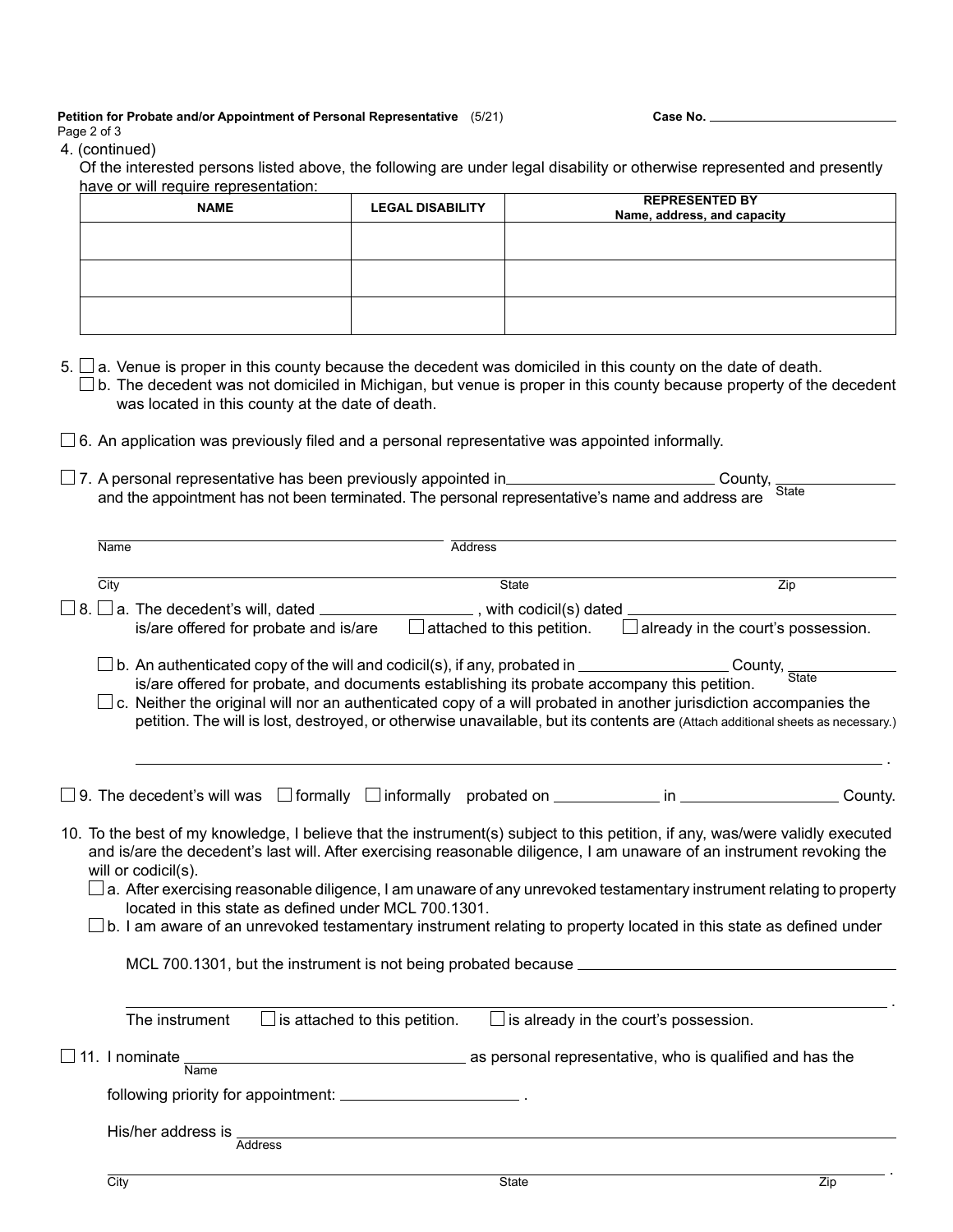Case No. \_\_\_\_\_\_\_\_\_\_\_\_\_\_\_\_\_\_\_\_

4. (continued)
Of the interested persons listed above, the following are under legal disability or otherwise represented and presently have or will require representation:

| NAME | LEGAL DISABILITY | REPRESENTED BY Name, address, and capacity |
|---|---|---|
| | | |
| | | |
| | | |

5. ☐ a. Venue is proper in this county because the decedent was domiciled in this county on the date of death.
   ☐ b. The decedent was not domiciled in Michigan, but venue is proper in this county because property of the decedent was located in this county at the date of death.

☐ 6. An application was previously filed and a personal representative was appointed informally.

☐ 7. A personal representative has been previously appointed in \_\_\_\_\_\_\_\_\_\_\_\_\_\_\_\_\_\_\_\_ County, \_\_\_\_\_\_\_\_\_\_ (State) and the appointment has not been terminated. The personal representative's name and address are

Name \_\_\_\_\_\_\_\_\_\_\_\_\_\_\_\_\_\_\_\_ Address \_\_\_\_\_\_\_\_\_\_\_\_\_\_\_\_\_\_\_\_

City \_\_\_\_\_\_\_\_\_\_\_\_\_\_\_\_\_\_\_\_ State \_\_\_\_\_\_\_\_\_\_ Zip \_\_\_\_\_\_\_\_\_\_

☐ 8. ☐ a. The decedent's will, dated \_\_\_\_\_\_\_\_\_\_\_\_\_\_\_\_, with codicil(s) dated \_\_\_\_\_\_\_\_\_\_\_\_\_\_\_\_\_\_\_\_ is/are offered for probate and is/are ☐ attached to this petition. ☐ already in the court's possession.

   ☐ b. An authenticated copy of the will and codicil(s), if any, probated in \_\_\_\_\_\_\_\_\_\_\_\_\_\_\_\_ County, \_\_\_\_\_\_\_\_\_\_ (State) is/are offered for probate, and documents establishing its probate accompany this petition.

   ☐ c. Neither the original will nor an authenticated copy of a will probated in another jurisdiction accompanies the petition. The will is lost, destroyed, or otherwise unavailable, but its contents are (Attach additional sheets as necessary.)

\_\_\_\_\_\_\_\_\_\_\_\_\_\_\_\_\_\_\_\_\_\_\_\_\_\_\_\_\_\_\_\_\_\_\_\_\_\_\_\_\_\_\_\_ .

☐ 9. The decedent's will was ☐ formally ☐ informally probated on \_\_\_\_\_\_\_\_\_\_\_\_ in \_\_\_\_\_\_\_\_\_\_\_\_\_\_\_\_ County.

10. To the best of my knowledge, I believe that the instrument(s) subject to this petition, if any, was/were validly executed and is/are the decedent's last will. After exercising reasonable diligence, I am unaware of an instrument revoking the will or codicil(s).
   ☐ a. After exercising reasonable diligence, I am unaware of any unrevoked testamentary instrument relating to property located in this state as defined under MCL 700.1301.
   ☐ b. I am aware of an unrevoked testamentary instrument relating to property located in this state as defined under MCL 700.1301, but the instrument is not being probated because \_\_\_\_\_\_\_\_\_\_\_\_\_\_\_\_\_\_\_\_

   \_\_\_\_\_\_\_\_\_\_\_\_\_\_\_\_\_\_\_\_\_\_\_\_\_\_\_\_\_\_\_\_\_\_\_\_\_\_\_\_\_\_\_\_ .

   The instrument ☐ is attached to this petition. ☐ is already in the court's possession.

☐ 11. I nominate \_\_\_\_\_\_\_\_\_\_\_\_\_\_\_\_\_\_\_\_ (Name) as personal representative, who is qualified and has the following priority for appointment: \_\_\_\_\_\_\_\_\_\_\_\_\_\_\_\_ .

His/her address is \_\_\_\_\_\_\_\_\_\_\_\_\_\_\_\_\_\_\_\_\_\_\_\_\_\_\_\_\_\_\_\_ (Address)

City \_\_\_\_\_\_\_\_\_\_\_\_\_\_\_\_\_\_\_\_ State \_\_\_\_\_\_\_\_\_\_ Zip \_\_\_\_\_\_\_\_\_\_ .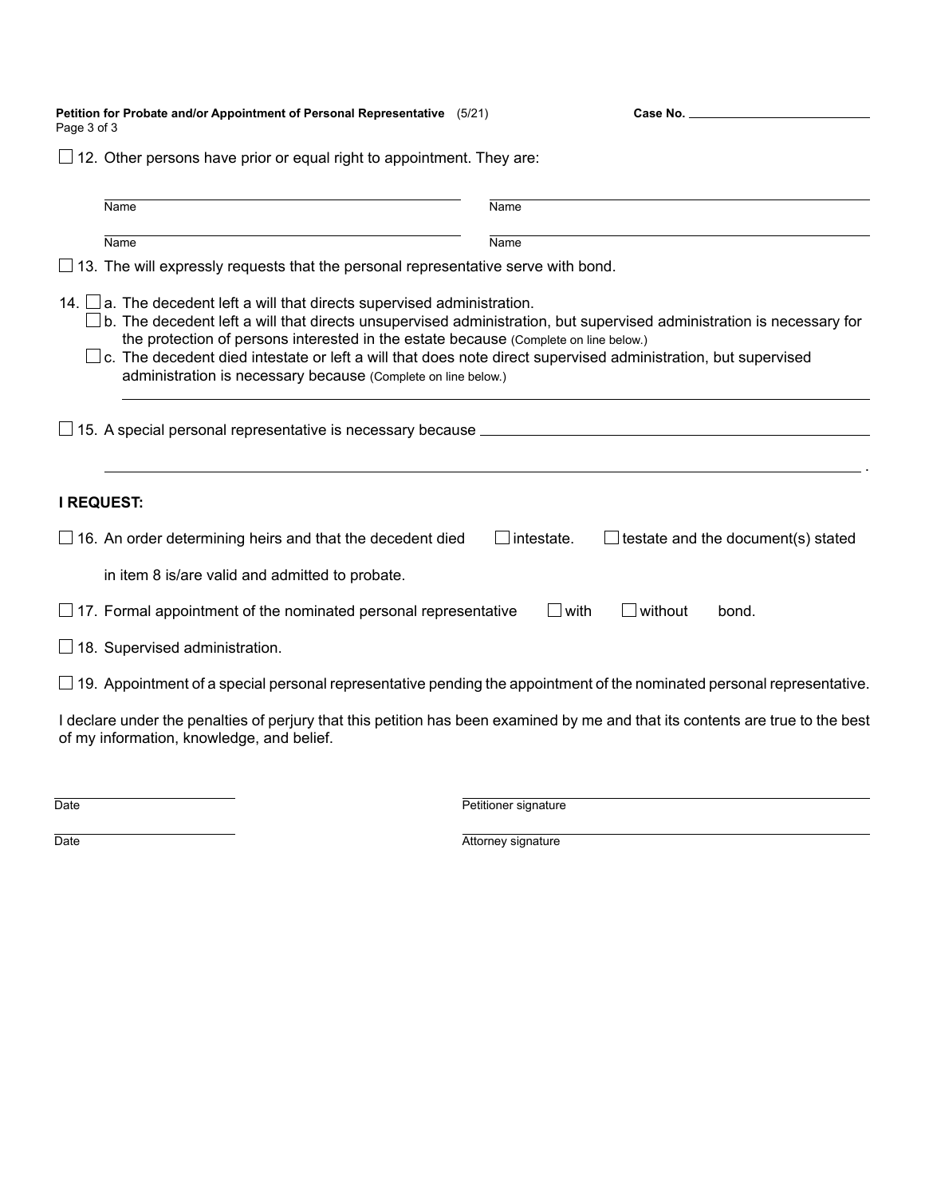☐ 12. Other persons have prior or equal right to appointment. They are:

| | |
|---|---|
| Name | Name |
| Name | Name |

☐ 13. The will expressly requests that the personal representative serve with bond.

14. ☐ a. The decedent left a will that directs supervised administration.

☐ b. The decedent left a will that directs unsupervised administration, but supervised administration is necessary for the protection of persons interested in the estate because (Complete on line below.)

☐ c. The decedent died intestate or left a will that does note direct supervised administration, but supervised administration is necessary because (Complete on line below.)

______________________________

☐ 15. A special personal representative is necessary because ______________________________

______________________________.

**I REQUEST:**

☐ 16. An order determining heirs and that the decedent died ☐ intestate. ☐ testate and the document(s) stated in item 8 is/are valid and admitted to probate.

☐ 17. Formal appointment of the nominated personal representative ☐ with ☐ without bond.

☐ 18. Supervised administration.

☐ 19. Appointment of a special personal representative pending the appointment of the nominated personal representative.

I declare under the penalties of perjury that this petition has been examined by me and that its contents are true to the best of my information, knowledge, and belief.

| | |
|---|---|
| Date | Petitioner signature |
| Date | Attorney signature |